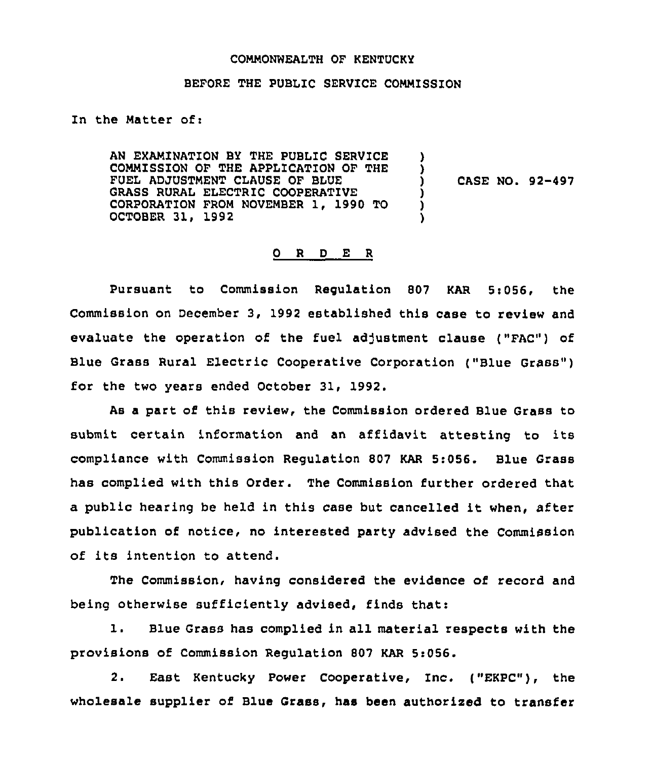COMMONWEALTH OF KENTUCKY

BEFORE THE PUBLIC SERVICE COMMISSION

In the Matter of:

AN EXAMINATION BY THE PUBLIC SERVICE COMMISSION OF THE APPLICATION OF THE FUEL ADJUSTMENT CLAUSE OF BLUE GRASS RURAL ELECTRIC COOPERATIVE CORPORATION FROM NOVEMBER 1, 1990 TO OCTOBER 31, 1992 ) CASE NO. 92-497

O R D E R

Pursuant to Commission Regulation 807 KAR 5:056, the Commission on December 3, 1992 established this case to review and evaluate the operation of the fuel adjustment clause ("FAC") of Blue Grass Rural Electric Cooperative Corporation ("Blue Grass") for the two years ended October 31, 1992.

As a part of this review, the Commission ordered Blue Grass to submit certain information and an affidavit attesting to its compliance with Commission Regulation 807 KAR 5:056. Blue Grass has complied with this Order. The Commission further ordered that a public hearing be held in this case but cancelled it when, after publication of notice, no interested party advised the Commission of its intention to attend.

The Commission, having considered the evidence of record and being otherwise sufficiently advised, finds that:

1. Blue Grass has complied in all material respects with the provisions of Commission Regulation 807 KAR 5:056.

2. East Kentucky Power Cooperative, Inc. ("EKPC"), the wholesale supplier of Blue Grass, has been authorized to transfer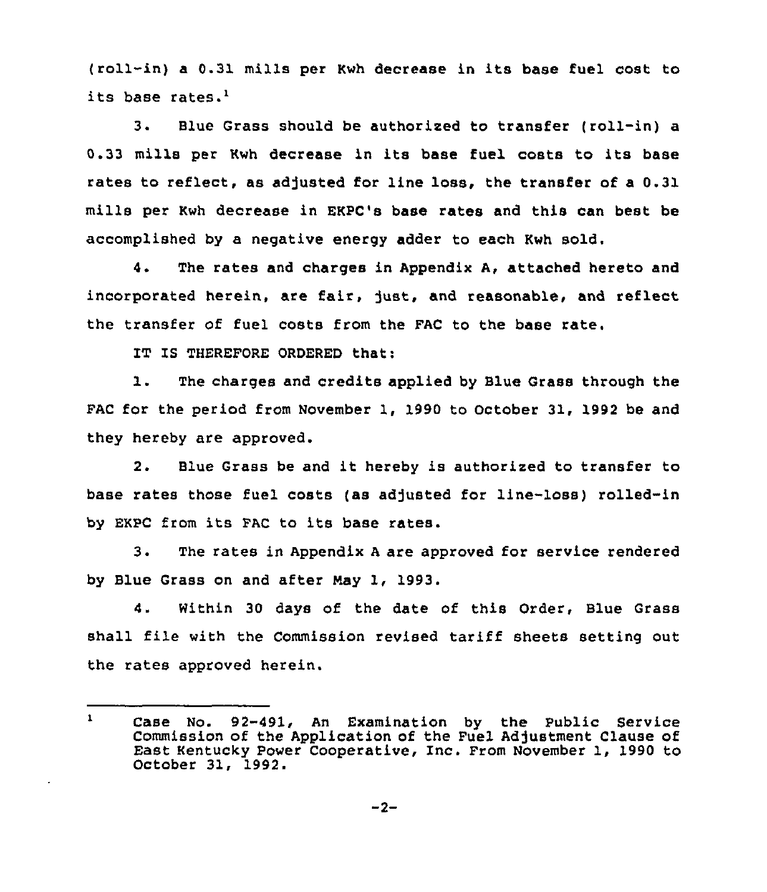(roll-in) a 0.31 mills per Kwh decrease in its base fuel cost to its base rates.[1]

3. Blue Grass should be authorized to transfer (roll-in) a 0.33 mills per Kwh decrease in its base fuel costs to its base rates to reflect, as adjusted for line loss, the transfer of a 0.31 mills per Kwh decrease in EKPC's base rates and this can best be accomplished by a negative energy adder to each Kwh sold.

4. The rates and charges in Appendix A, attached hereto and incorporated herein, are fair, just, and reasonable, and reflect the transfer of fuel costs from the FAC to the base rate.

IT IS THEREFORE ORDERED that:

1. The charges and credits applied by Blue Grass through the FAC for the period from November 1, 1990 to October 31, 1992 be and they hereby are approved.

2. Blue Grass be and it hereby is authorized to transfer to base rates those fuel costs (as adjusted for line-loss) rolled-in by EKPC from its FAC to its base rates.

3. The rates in Appendix A are approved for service rendered by Blue Grass on and after May 1, 1993.

4. Within 30 days of the date of this Order, Blue Grass shall file with the Commission revised tariff sheets setting out the rates approved herein.

---

[1] Case No. 92-491, An Examination by the Public Service Commission of the Application of the Fuel Adjustment Clause of East Kentucky Power Cooperative, Inc. From November 1, 1990 to October 31, 1992.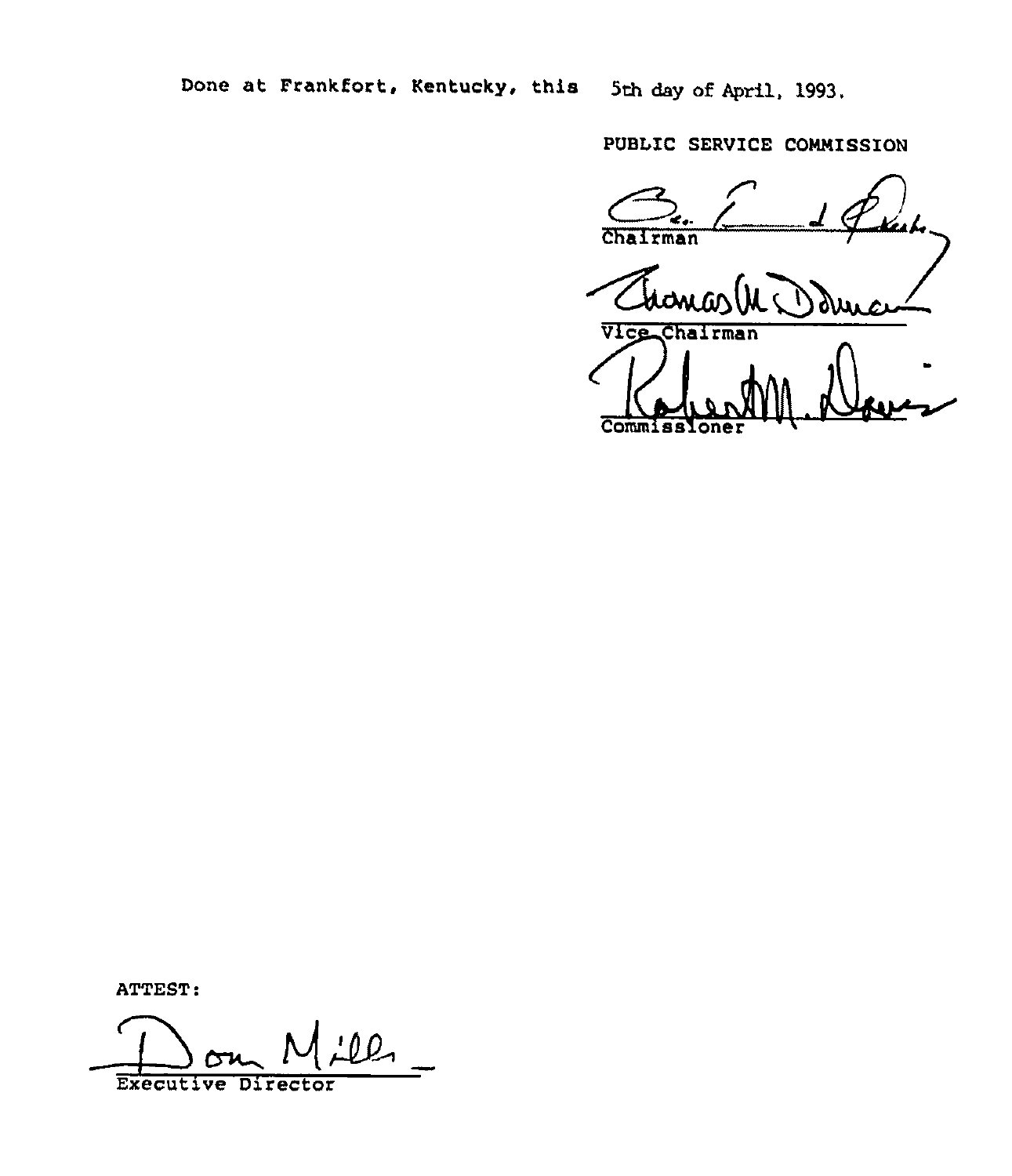Done at Frankfort, Kentucky, this 5th day of April, 1993.

PUBLIC SERVICE COMMISSION

Chairman

Vice Chairman

Commissioner

ATTEST:

Executive Director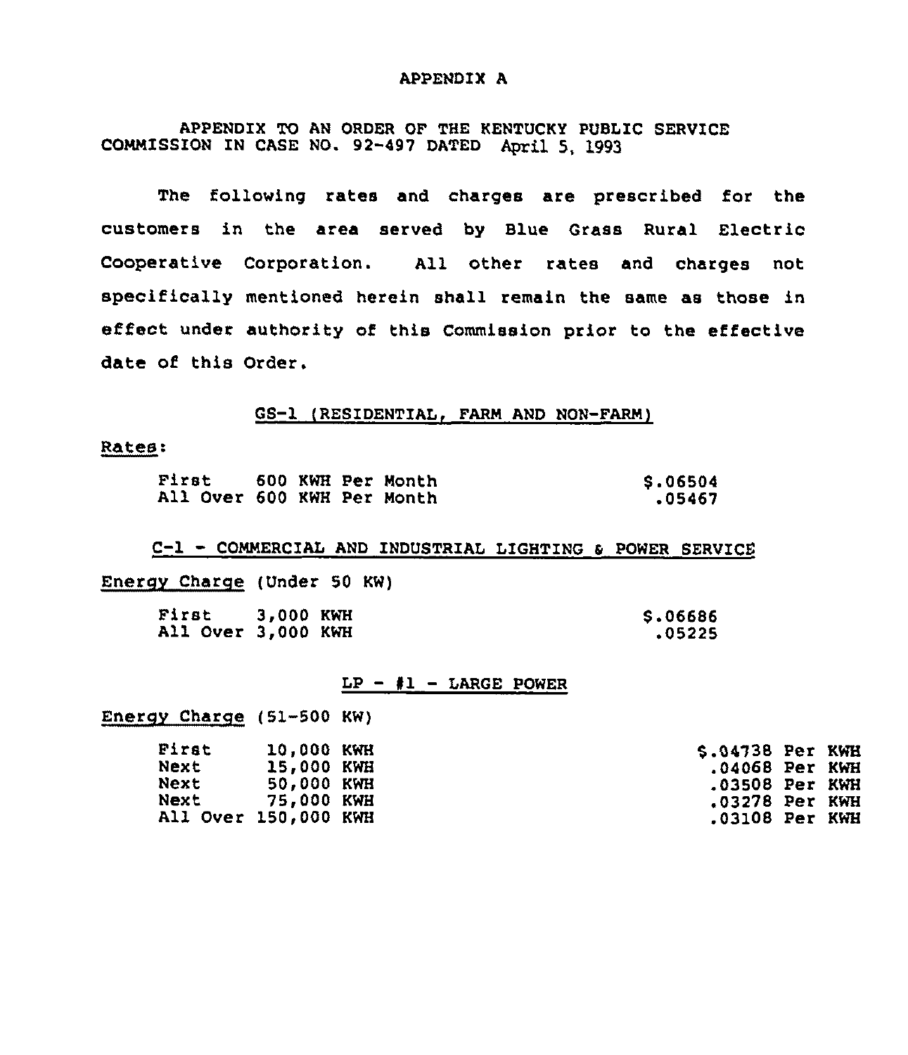# APPENDIX A

APPENDIX TO AN ORDER OF THE KENTUCKY PUBLIC SERVICE COMMISSION IN CASE NO. 92-497 DATED April 5, 1993

The following rates and charges are prescribed for the customers in the area served by Blue Grass Rural Electric Cooperative Corporation. All other rates and charges not specifically mentioned herein shall remain the same as those in effect under authority of this Commission prior to the effective date of this Order.

## GS-1 (RESIDENTIAL, FARM AND NON-FARM)

Rates:

| | |
|---|---|
| First 600 KWH Per Month | $.06504 |
| All Over 600 KWH Per Month | .05467 |

## C-1 - COMMERCIAL AND INDUSTRIAL LIGHTING & POWER SERVICE

Energy Charge (Under 50 KW)

| | |
|---|---|
| First 3,000 KWH | $.06686 |
| All Over 3,000 KWH | .05225 |

## LP - #1 - LARGE POWER

Energy Charge (51-500 KW)

| | |
|---|---|
| First 10,000 KWH | $.04738 Per KWH |
| Next 15,000 KWH | .04068 Per KWH |
| Next 50,000 KWH | .03508 Per KWH |
| Next 75,000 KWH | .03278 Per KWH |
| All Over 150,000 KWH | .03108 Per KWH |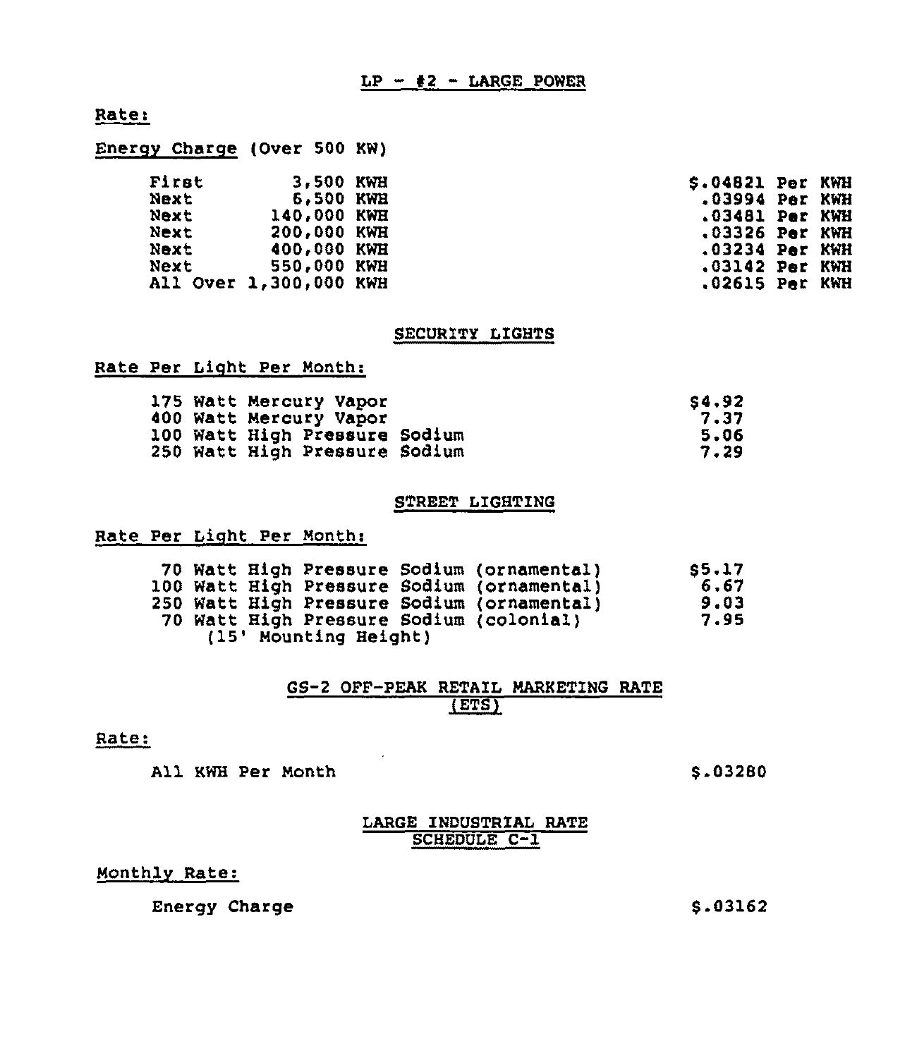## LP - #2 - LARGE POWER

Rate:

Energy Charge (Over 500 KW)

| | | |
|---|---|---|
| First | 3,500 KWH | $.04821 Per KWH |
| Next | 6,500 KWH | .03994 Per KWH |
| Next | 140,000 KWH | .03481 Per KWH |
| Next | 200,000 KWH | .03326 Per KWH |
| Next | 400,000 KWH | .03234 Per KWH |
| Next | 550,000 KWH | .03142 Per KWH |
| All Over | 1,300,000 KWH | .02615 Per KWH |

## SECURITY LIGHTS

Rate Per Light Per Month:

| | |
|---|---|
| 175 Watt Mercury Vapor | $4.92 |
| 400 Watt Mercury Vapor | 7.37 |
| 100 Watt High Pressure Sodium | 5.06 |
| 250 Watt High Pressure Sodium | 7.29 |

## STREET LIGHTING

Rate Per Light Per Month:

| | |
|---|---|
| 70 Watt High Pressure Sodium (ornamental) | $5.17 |
| 100 Watt High Pressure Sodium (ornamental) | 6.67 |
| 250 Watt High Pressure Sodium (ornamental) | 9.03 |
| 70 Watt High Pressure Sodium (colonial) (15' Mounting Height) | 7.95 |

## GS-2 OFF-PEAK RETAIL MARKETING RATE (ETS)

Rate:

All KWH Per Month $.03280

## LARGE INDUSTRIAL RATE SCHEDULE C-1

Monthly Rate:

Energy Charge $.03162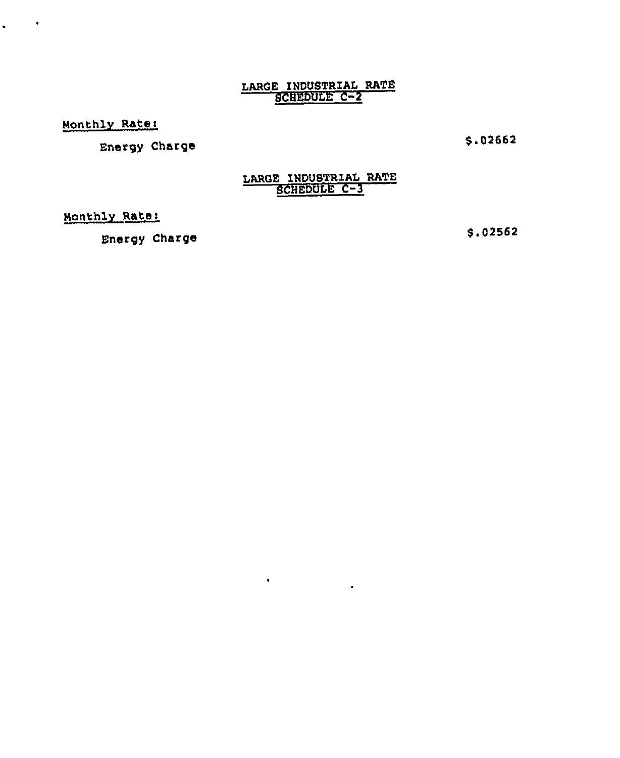## LARGE INDUSTRIAL RATE
## SCHEDULE C-2

Monthly Rate:

| | |
|---|---|
| Energy Charge | $.02662 |

## LARGE INDUSTRIAL RATE
## SCHEDULE C-3

Monthly Rate:

| | |
|---|---|
| Energy Charge | $.02562 |